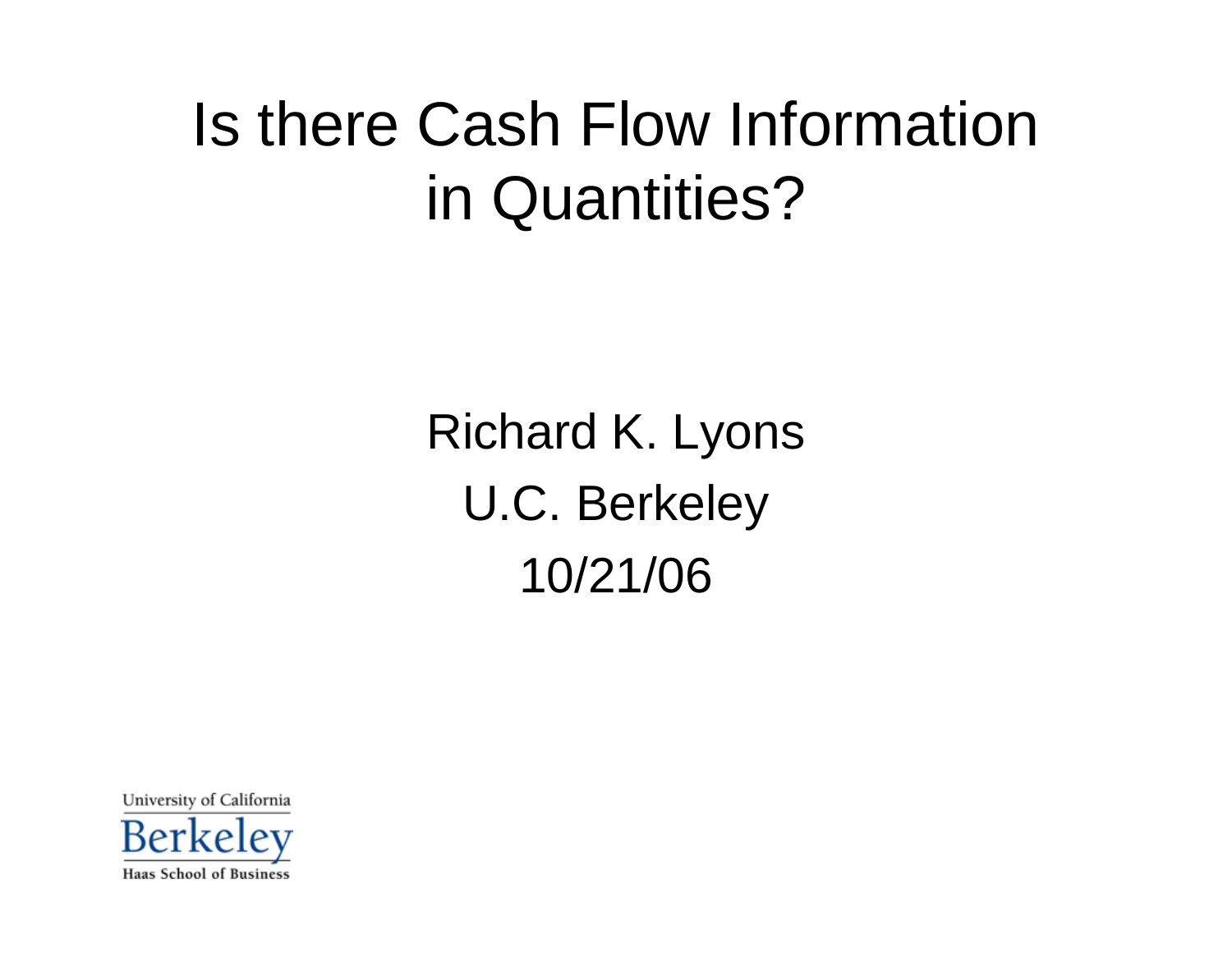# Is there Cash Flow Information in Quantities?

Richard K. Lyons

U.C. Berkeley

10/21/06

University of California

Berkeley

Haas School of Business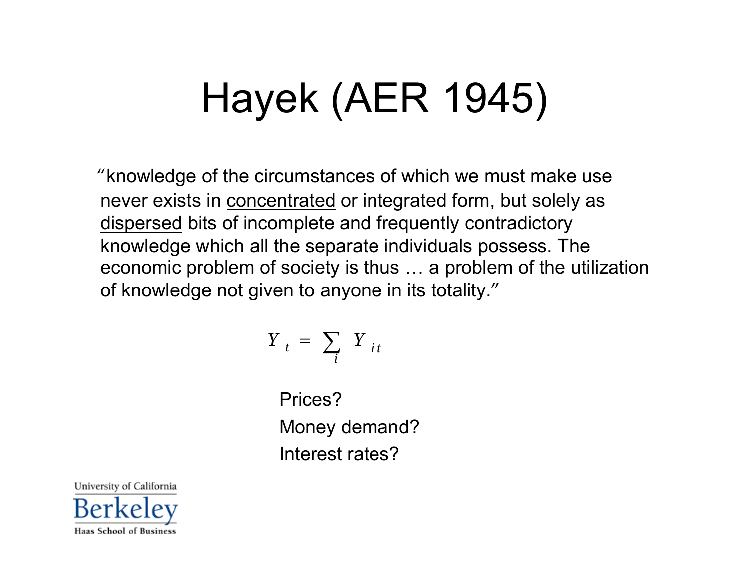# Hayek (AER 1945)

"knowledge of the circumstances of which we must make use never exists in <u>concentrated</u> or integrated form, but solely as <u>dispersed</u> bits of incomplete and frequently contradictory knowledge which all the separate individuals possess. The economic problem of society is thus … a problem of the utilization of knowledge not given to anyone in its totality."

$$Y_t = \sum_i Y_{it}$$

Prices?

Money demand?

Interest rates?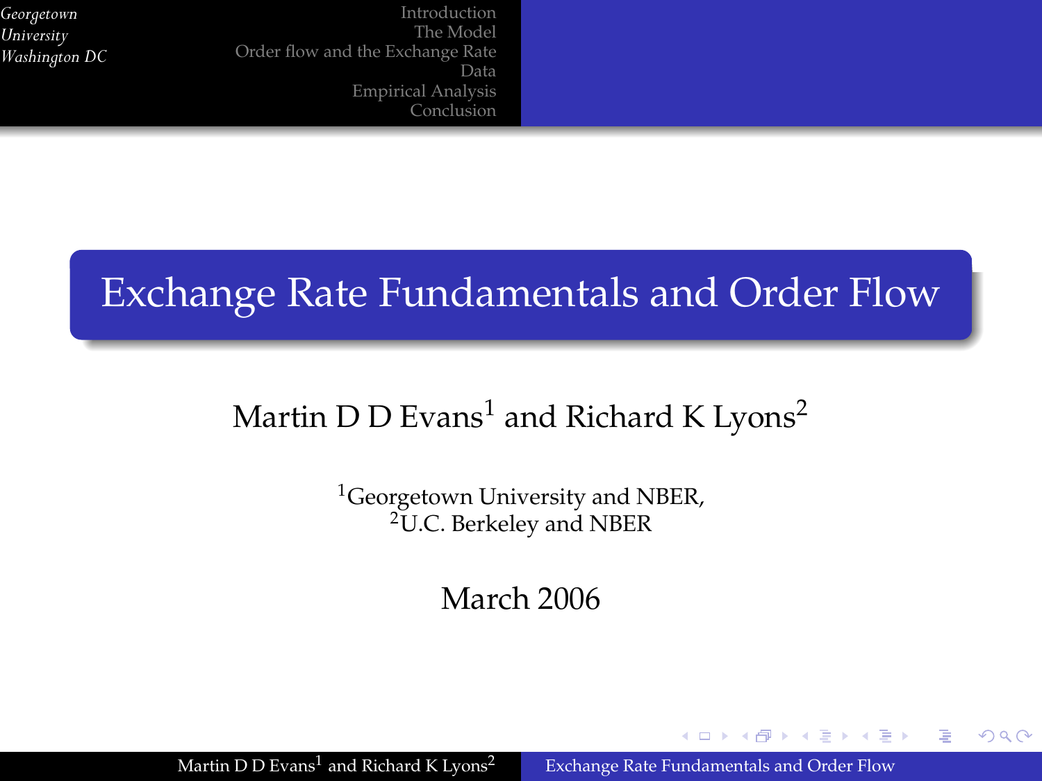# Exchange Rate Fundamentals and Order Flow

Martin D D Evans[1] and Richard K Lyons[2]

[1]Georgetown University and NBER,
[2]U.C. Berkeley and NBER

March 2006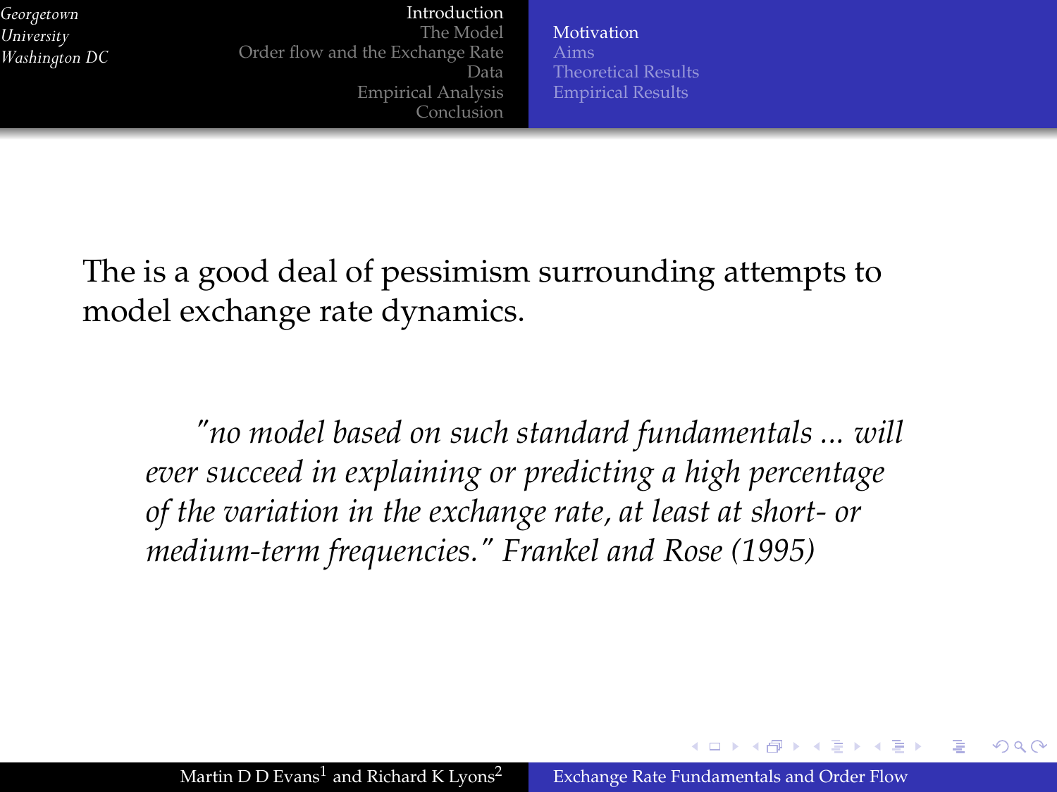The is a good deal of pessimism surrounding attempts to model exchange rate dynamics.

> *"no model based on such standard fundamentals ... will ever succeed in explaining or predicting a high percentage of the variation in the exchange rate, at least at short- or medium-term frequencies." Frankel and Rose (1995)*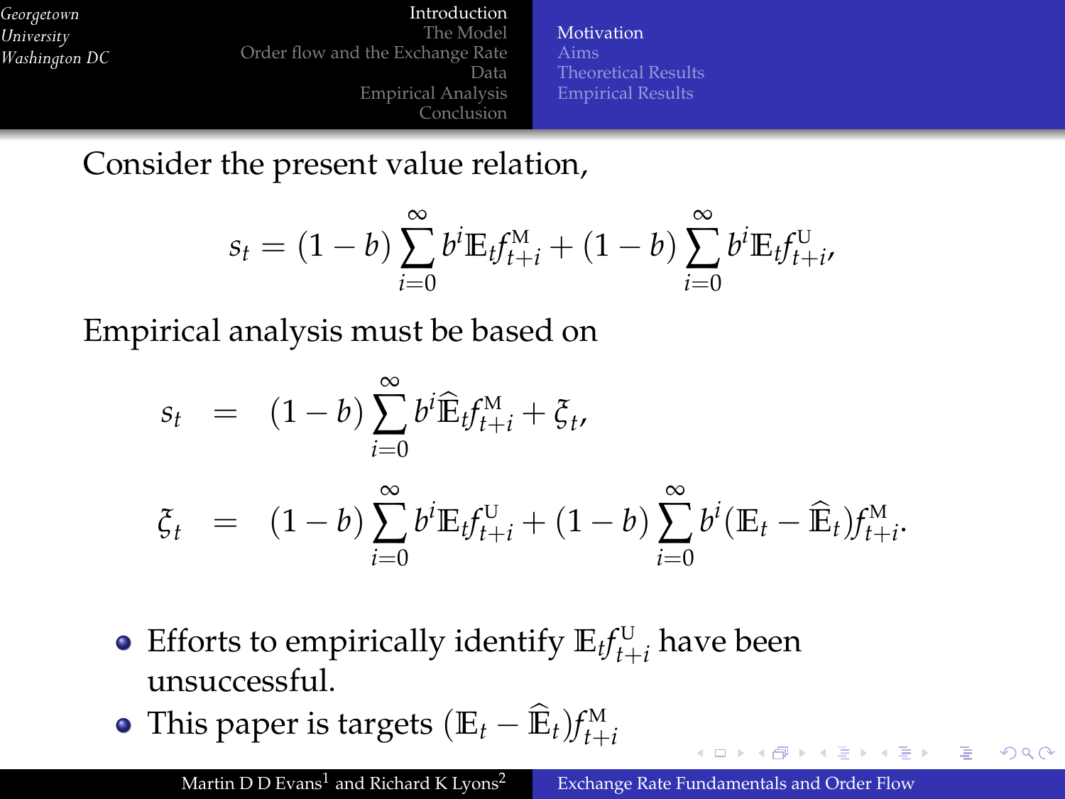Consider the present value relation,

$$s_t = (1-b)\sum_{i=0}^{\infty} b^i \mathbb{E}_t f^{\mathrm{M}}_{t+i} + (1-b)\sum_{i=0}^{\infty} b^i \mathbb{E}_t f^{\mathrm{U}}_{t+i},$$

Empirical analysis must be based on

$$s_t = (1-b)\sum_{i=0}^{\infty} b^i \widehat{\mathbb{E}}_t f^{\mathrm{M}}_{t+i} + \xi_t,$$

$$\xi_t = (1-b)\sum_{i=0}^{\infty} b^i \mathbb{E}_t f^{\mathrm{U}}_{t+i} + (1-b)\sum_{i=0}^{\infty} b^i (\mathbb{E}_t - \widehat{\mathbb{E}}_t) f^{\mathrm{M}}_{t+i}.$$

- Efforts to empirically identify $\mathbb{E}_t f^{\mathrm{U}}_{t+i}$ have been unsuccessful.
- This paper is targets $(\mathbb{E}_t - \widehat{\mathbb{E}}_t) f^{\mathrm{M}}_{t+i}$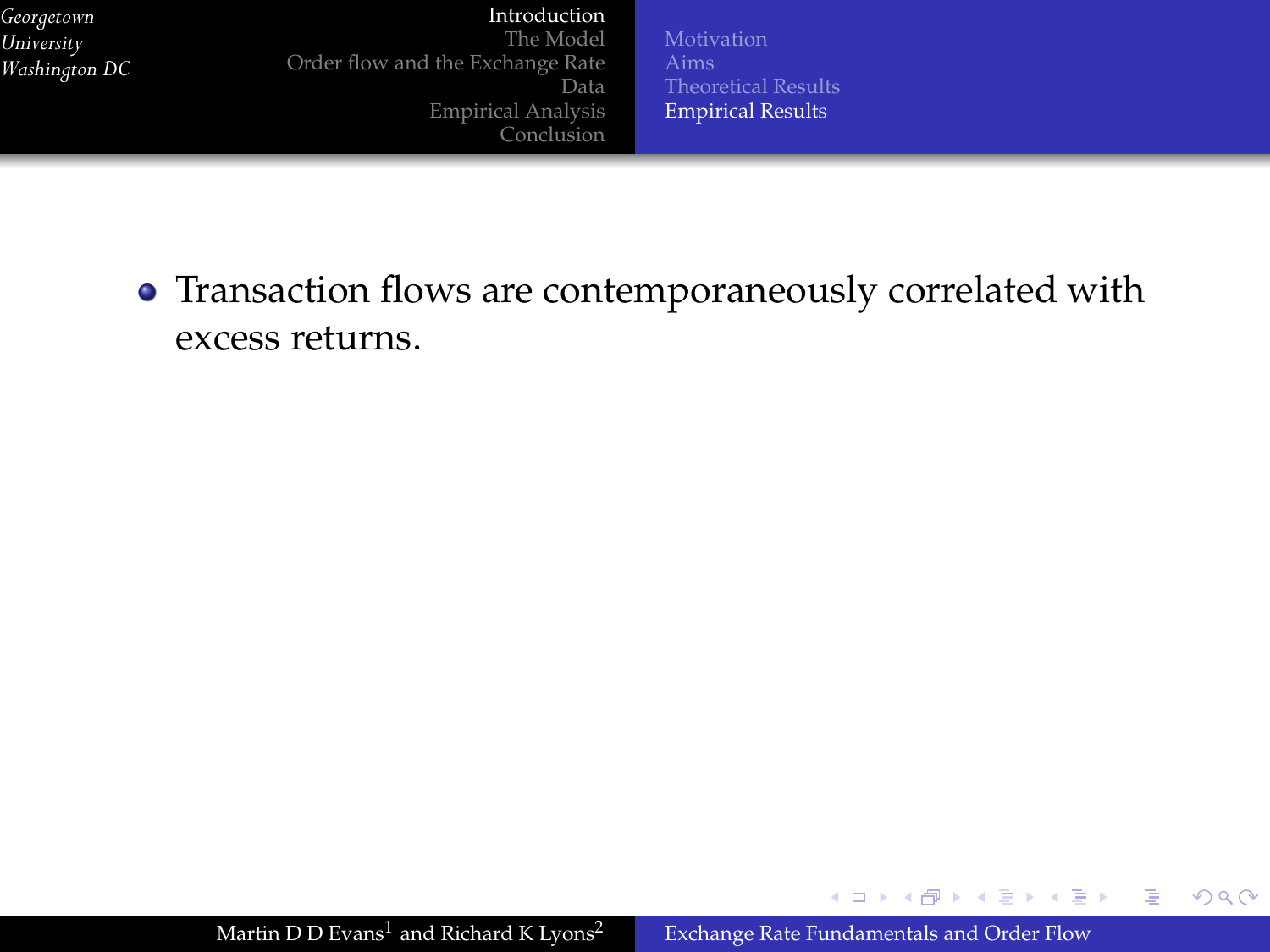- Transaction flows are contemporaneously correlated with excess returns.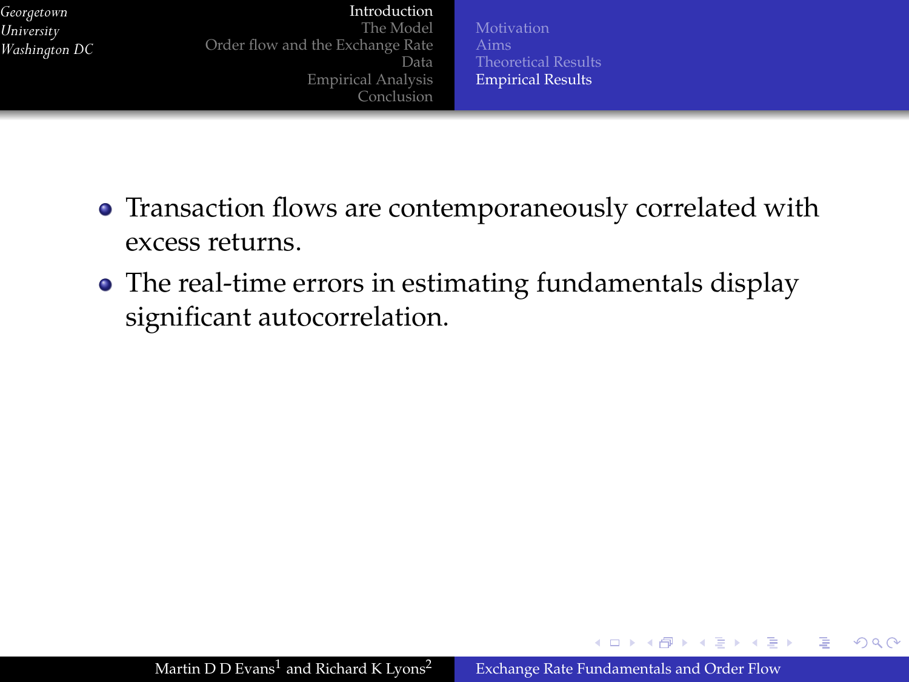- Transaction flows are contemporaneously correlated with excess returns.
- The real-time errors in estimating fundamentals display significant autocorrelation.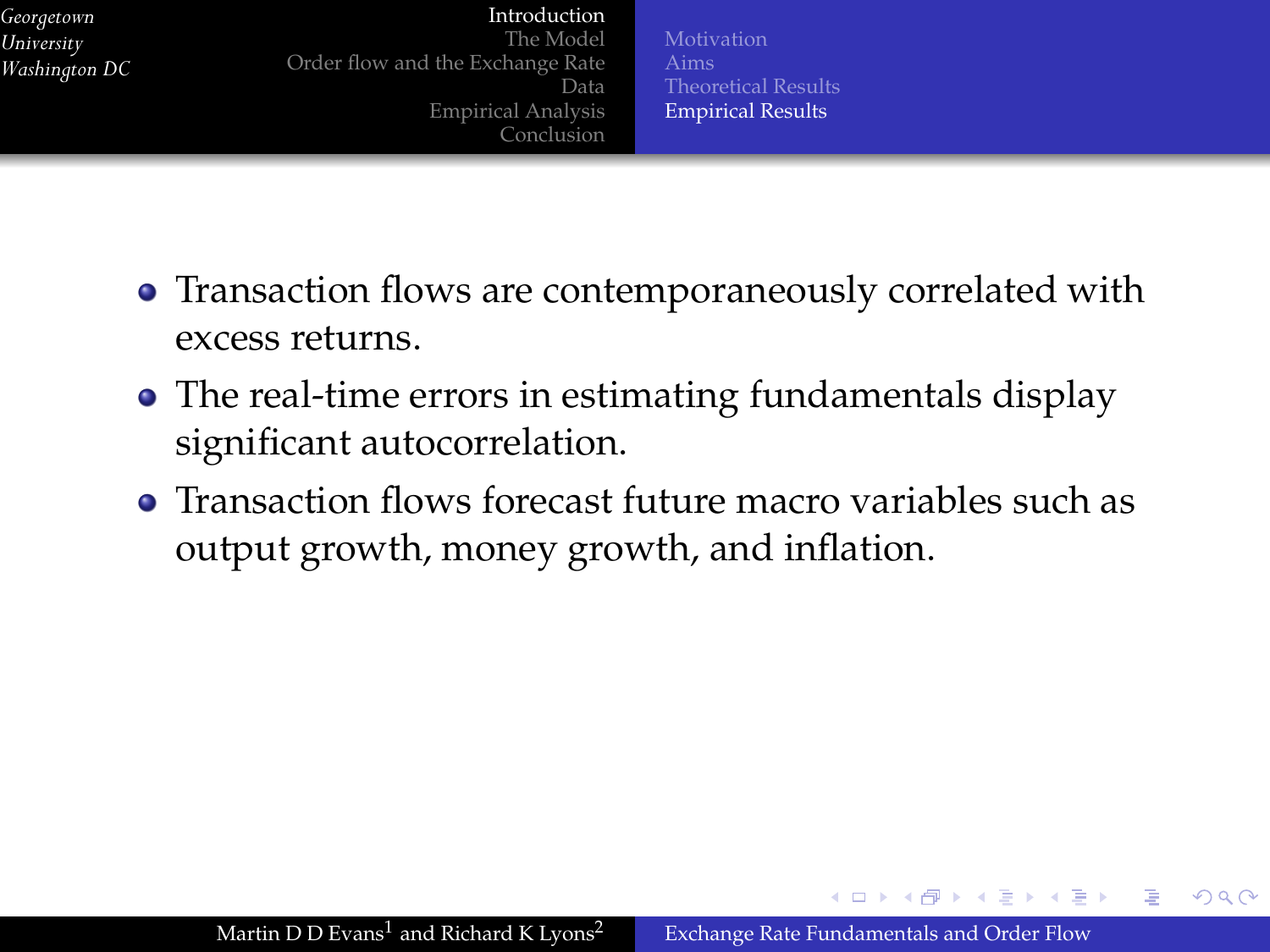- Transaction flows are contemporaneously correlated with excess returns.
- The real-time errors in estimating fundamentals display significant autocorrelation.
- Transaction flows forecast future macro variables such as output growth, money growth, and inflation.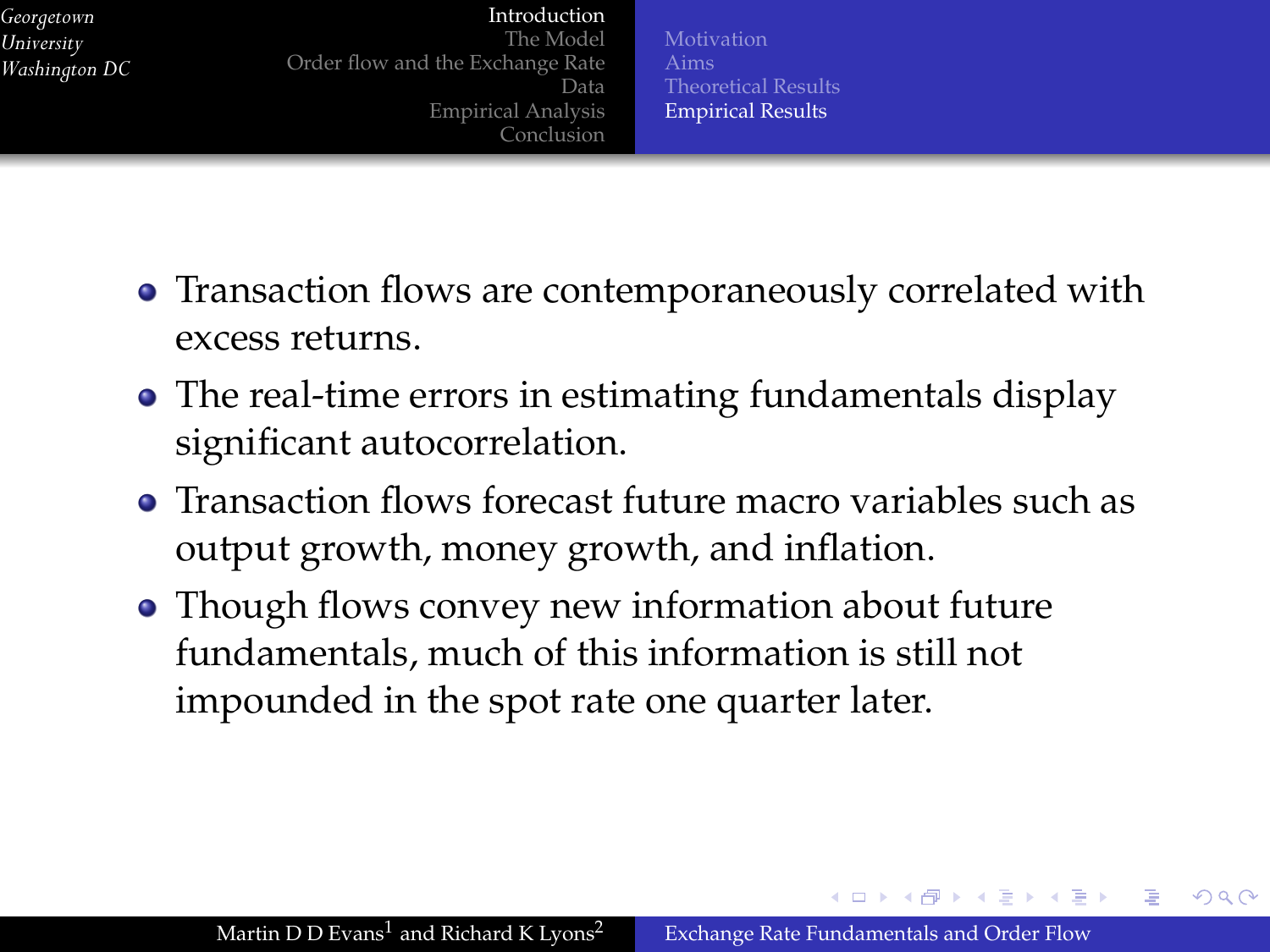- Transaction flows are contemporaneously correlated with excess returns.
- The real-time errors in estimating fundamentals display significant autocorrelation.
- Transaction flows forecast future macro variables such as output growth, money growth, and inflation.
- Though flows convey new information about future fundamentals, much of this information is still not impounded in the spot rate one quarter later.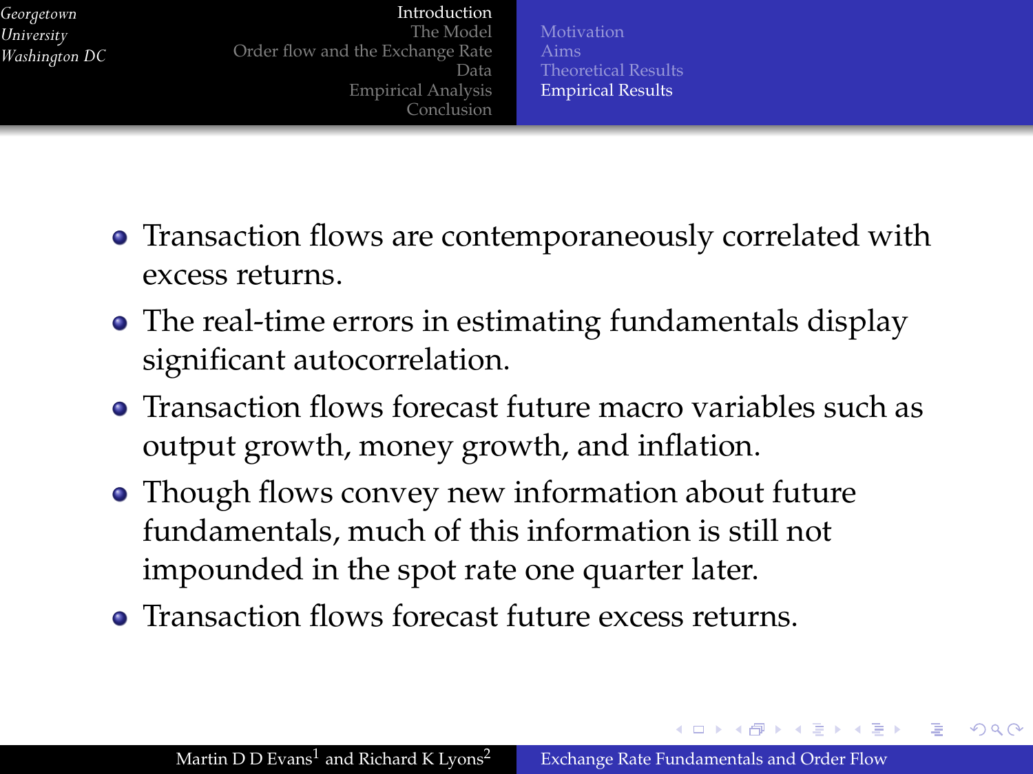- Transaction flows are contemporaneously correlated with excess returns.
- The real-time errors in estimating fundamentals display significant autocorrelation.
- Transaction flows forecast future macro variables such as output growth, money growth, and inflation.
- Though flows convey new information about future fundamentals, much of this information is still not impounded in the spot rate one quarter later.
- Transaction flows forecast future excess returns.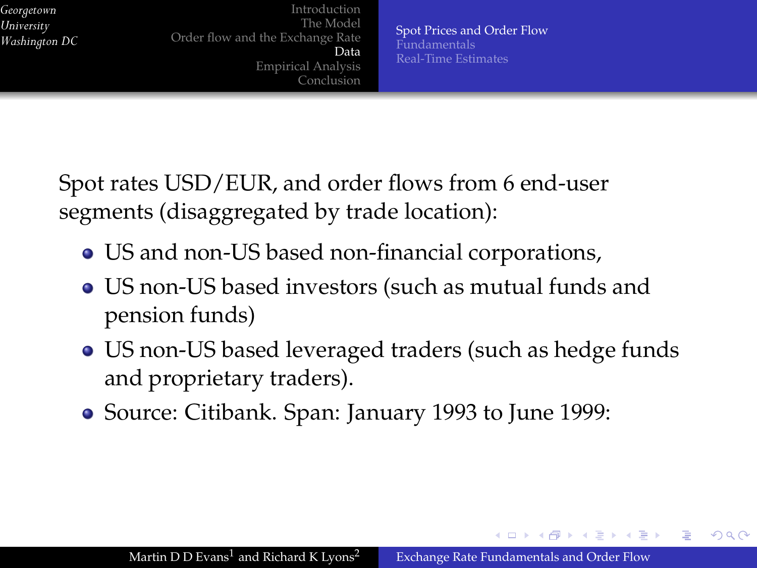Spot rates USD/EUR, and order flows from 6 end-user segments (disaggregated by trade location):

- US and non-US based non-financial corporations,
- US non-US based investors (such as mutual funds and pension funds)
- US non-US based leveraged traders (such as hedge funds and proprietary traders).
- Source: Citibank. Span: January 1993 to June 1999: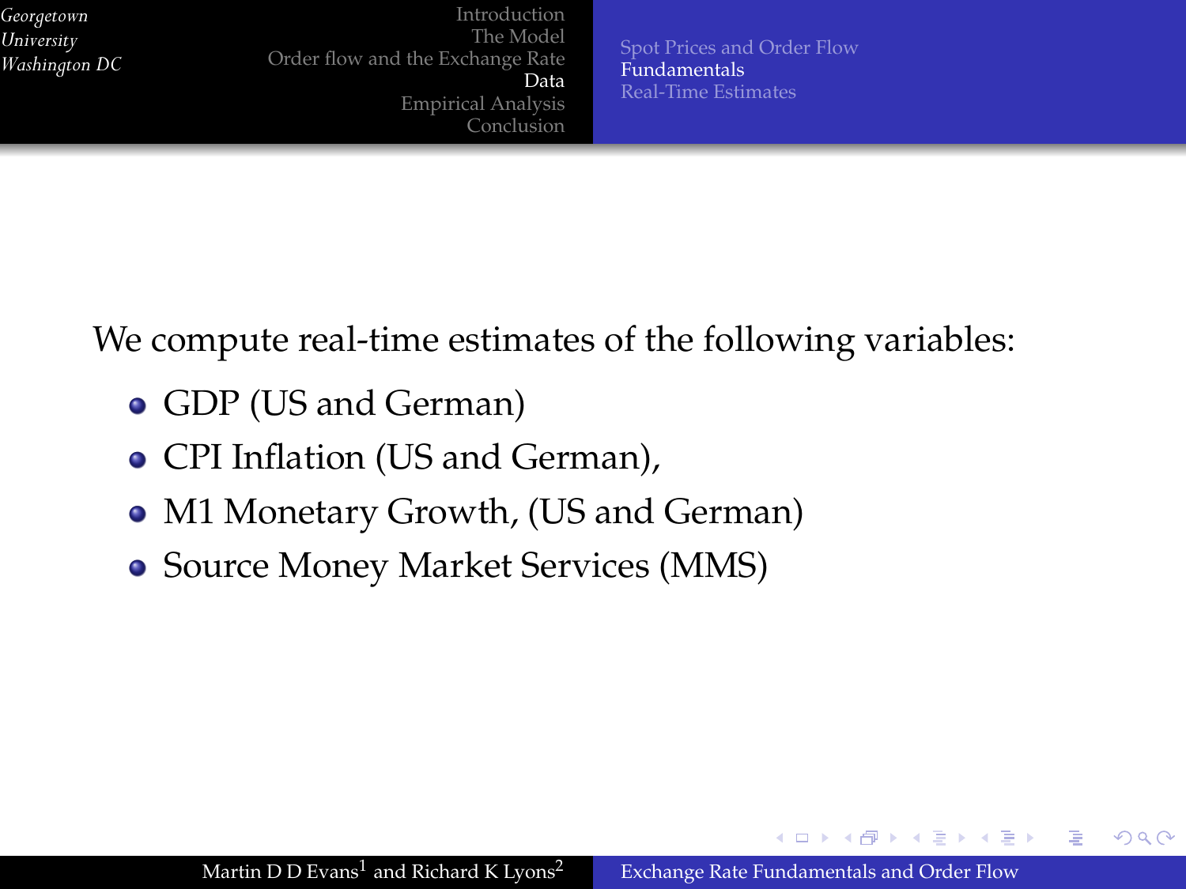We compute real-time estimates of the following variables:

- GDP (US and German)
- CPI Inflation (US and German),
- M1 Monetary Growth, (US and German)
- Source Money Market Services (MMS)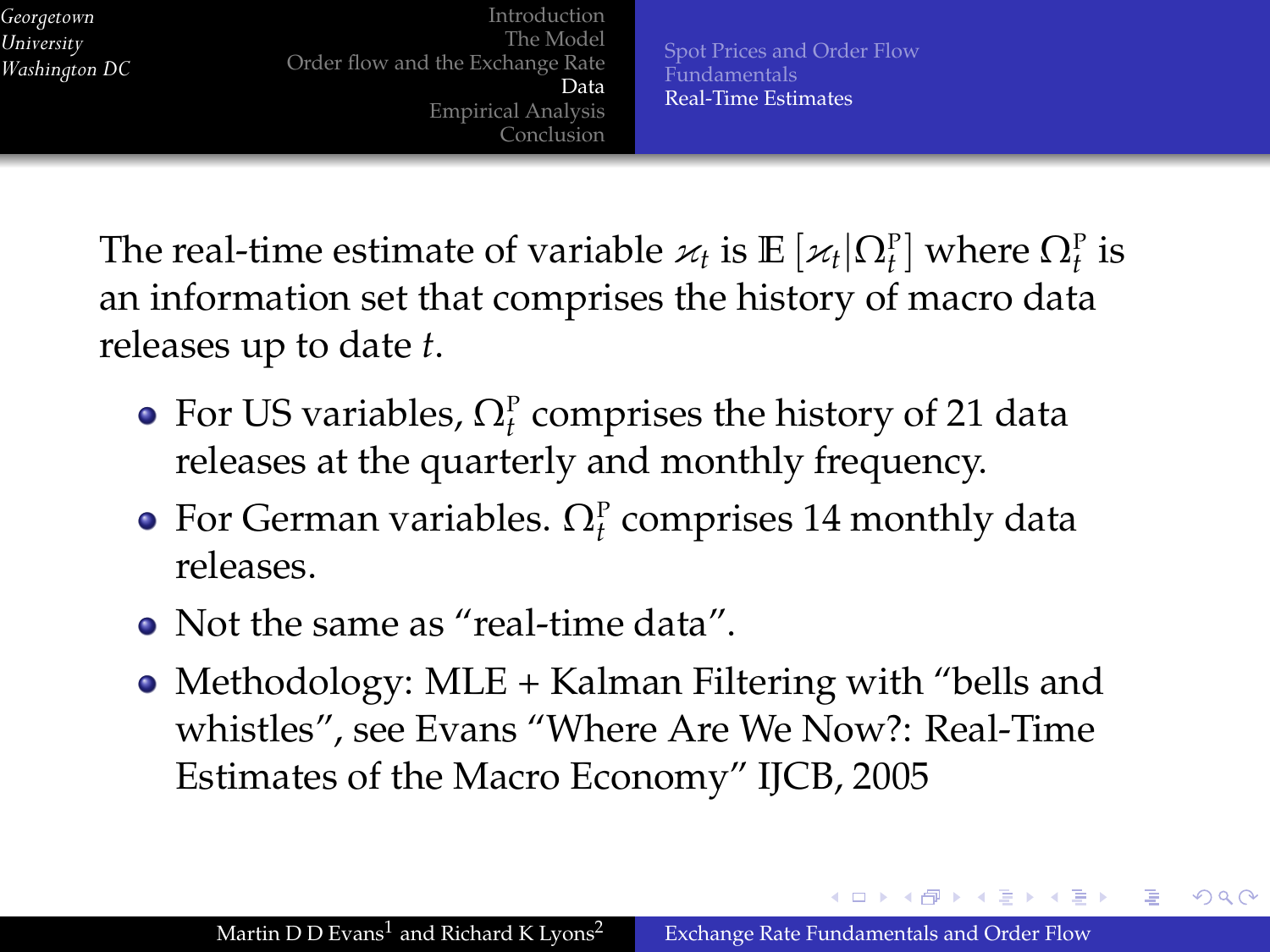The real-time estimate of variable $\varkappa_t$ is $\mathbb{E}\left[\varkappa_t | \Omega_t^{\mathrm{P}}\right]$ where $\Omega_t^{\mathrm{P}}$ is an information set that comprises the history of macro data releases up to date $t$.

- For US variables, $\Omega_t^{\mathrm{P}}$ comprises the history of 21 data releases at the quarterly and monthly frequency.
- For German variables. $\Omega_t^{\mathrm{P}}$ comprises 14 monthly data releases.
- Not the same as "real-time data".
- Methodology: MLE + Kalman Filtering with "bells and whistles", see Evans "Where Are We Now?: Real-Time Estimates of the Macro Economy" IJCB, 2005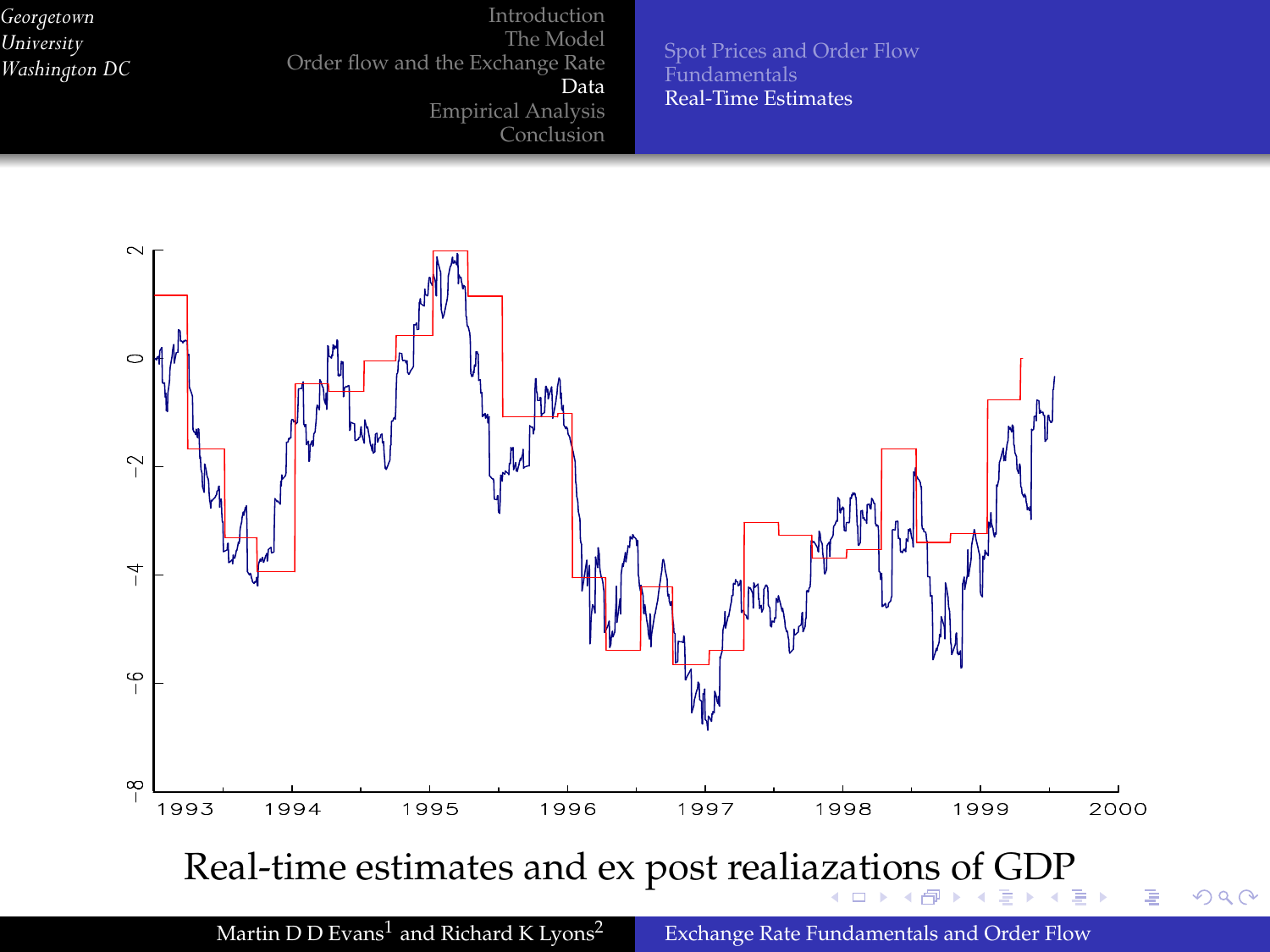Real-time estimates and ex post realiazations of GDP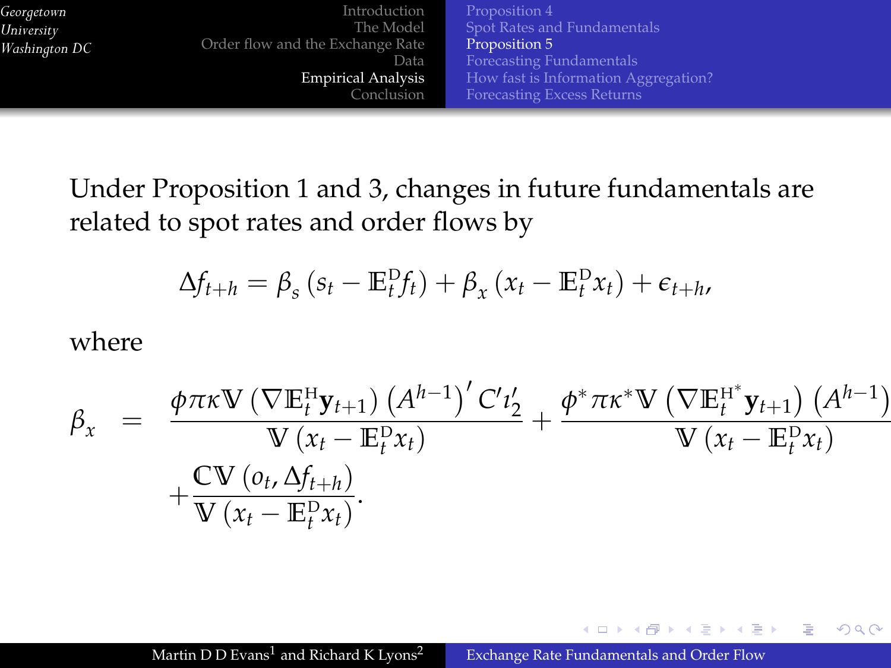Under Proposition 1 and 3, changes in future fundamentals are related to spot rates and order flows by

$$\Delta f_{t+h} = \beta_s \left( s_t - \mathbb{E}_t^{\mathrm{D}} f_t \right) + \beta_x \left( x_t - \mathbb{E}_t^{\mathrm{D}} x_t \right) + \epsilon_{t+h},$$

where

$$\begin{aligned} \beta_x \quad = \quad & \frac{\phi \pi \kappa \mathbb{V}\left( \nabla \mathbb{E}_t^{\mathrm{H}} \mathbf{y}_{t+1} \right) \left( A^{h-1} \right)' C' \imath_2'}{\mathbb{V}\left( x_t - \mathbb{E}_t^{\mathrm{D}} x_t \right)} + \frac{\phi^* \pi \kappa^* \mathbb{V}\left( \nabla \mathbb{E}_t^{\mathrm{H}^*} \mathbf{y}_{t+1} \right) \left( A^{h-1} \right)}{\mathbb{V}\left( x_t - \mathbb{E}_t^{\mathrm{D}} x_t \right)} \\ & + \frac{\mathbb{CV}\left( o_t, \Delta f_{t+h} \right)}{\mathbb{V}\left( x_t - \mathbb{E}_t^{\mathrm{D}} x_t \right)}. \end{aligned}$$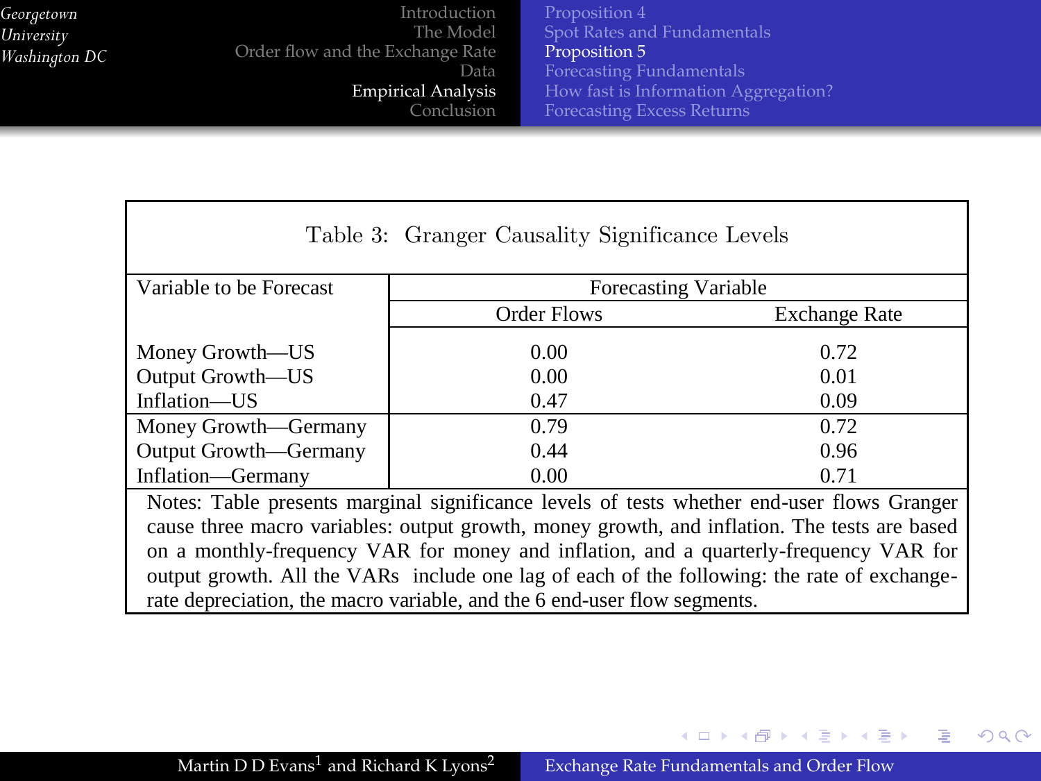Table 3: Granger Causality Significance Levels

| Variable to be Forecast | Forecasting Variable | |
|---|---|---|
| | Order Flows | Exchange Rate |
| Money Growth—US | 0.00 | 0.72 |
| Output Growth—US | 0.00 | 0.01 |
| Inflation—US | 0.47 | 0.09 |
| Money Growth—Germany | 0.79 | 0.72 |
| Output Growth—Germany | 0.44 | 0.96 |
| Inflation—Germany | 0.00 | 0.71 |

Notes: Table presents marginal significance levels of tests whether end-user flows Granger cause three macro variables: output growth, money growth, and inflation. The tests are based on a monthly-frequency VAR for money and inflation, and a quarterly-frequency VAR for output growth. All the VARs include one lag of each of the following: the rate of exchange-rate depreciation, the macro variable, and the 6 end-user flow segments.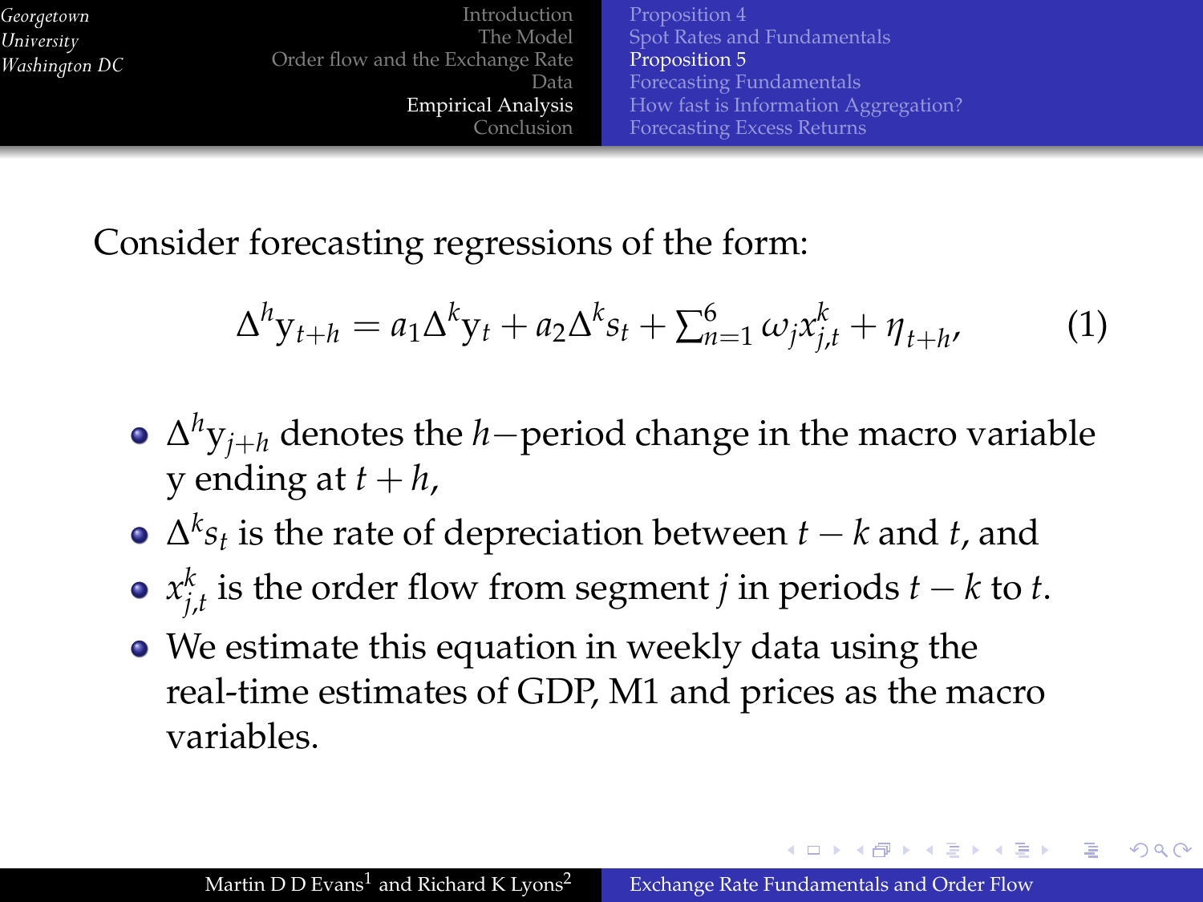Consider forecasting regressions of the form:

$$\Delta^h y_{t+h} = a_1 \Delta^k y_t + a_2 \Delta^k s_t + \textstyle\sum_{n=1}^{6} \omega_j x_{j,t}^k + \eta_{t+h}, \qquad (1)$$

- $\Delta^h y_{j+h}$ denotes the $h-$period change in the macro variable y ending at $t+h$,
- $\Delta^k s_t$ is the rate of depreciation between $t-k$ and $t$, and
- $x_{j,t}^k$ is the order flow from segment $j$ in periods $t-k$ to $t$.
- We estimate this equation in weekly data using the real-time estimates of GDP, M1 and prices as the macro variables.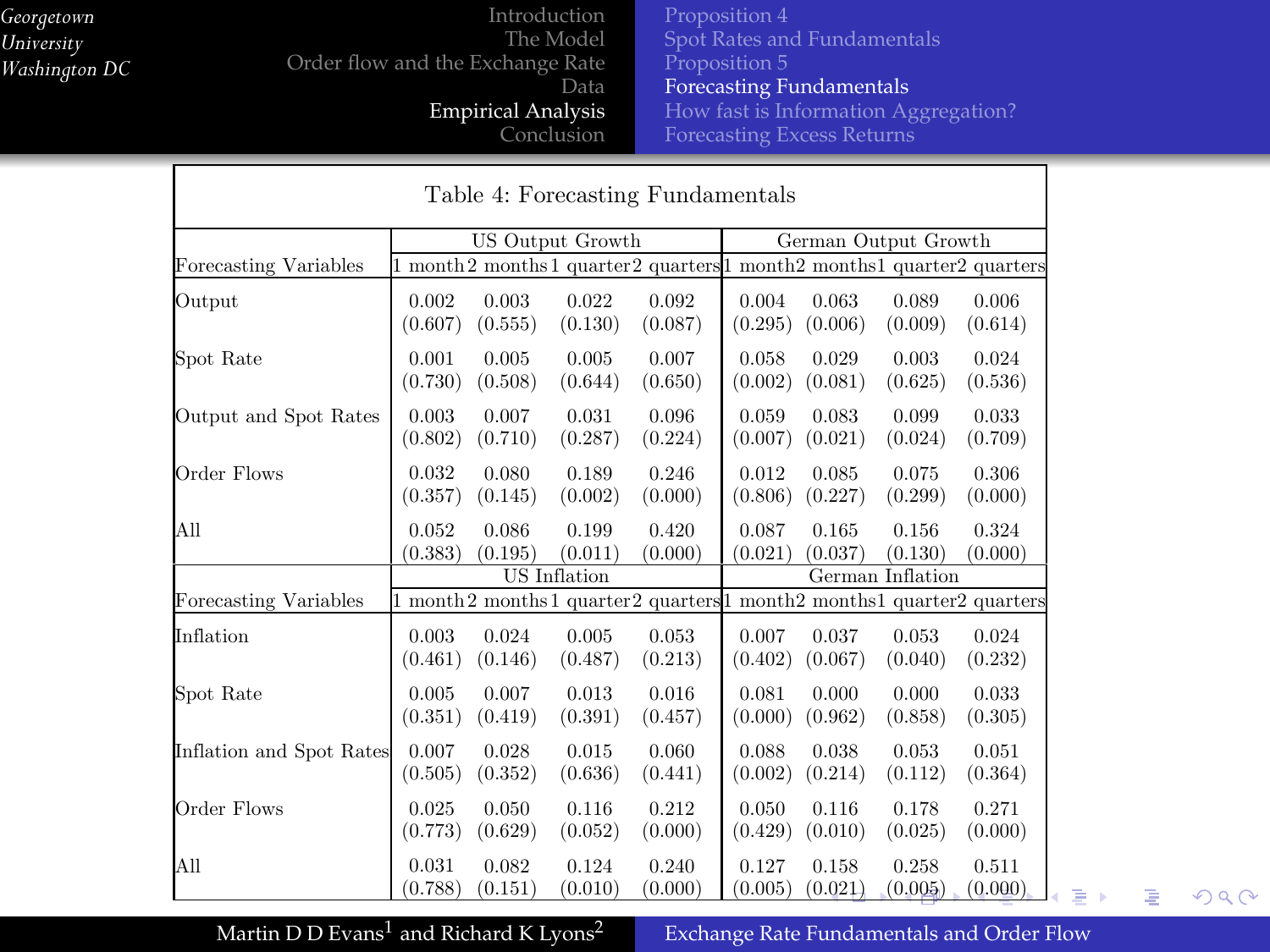## Table 4: Forecasting Fundamentals

| Forecasting Variables | US Output Growth | | | | German Output Growth | | | |
|---|---|---|---|---|---|---|---|---|
| | 1 month | 2 months | 1 quarter | 2 quarters | 1 month | 2 months | 1 quarter | 2 quarters |
| Output | 0.002 | 0.003 | 0.022 | 0.092 | 0.004 | 0.063 | 0.089 | 0.006 |
| | (0.607) | (0.555) | (0.130) | (0.087) | (0.295) | (0.006) | (0.009) | (0.614) |
| Spot Rate | 0.001 | 0.005 | 0.005 | 0.007 | 0.058 | 0.029 | 0.003 | 0.024 |
| | (0.730) | (0.508) | (0.644) | (0.650) | (0.002) | (0.081) | (0.625) | (0.536) |
| Output and Spot Rates | 0.003 | 0.007 | 0.031 | 0.096 | 0.059 | 0.083 | 0.099 | 0.033 |
| | (0.802) | (0.710) | (0.287) | (0.224) | (0.007) | (0.021) | (0.024) | (0.709) |
| Order Flows | 0.032 | 0.080 | 0.189 | 0.246 | 0.012 | 0.085 | 0.075 | 0.306 |
| | (0.357) | (0.145) | (0.002) | (0.000) | (0.806) | (0.227) | (0.299) | (0.000) |
| All | 0.052 | 0.086 | 0.199 | 0.420 | 0.087 | 0.165 | 0.156 | 0.324 |
| | (0.383) | (0.195) | (0.011) | (0.000) | (0.021) | (0.037) | (0.130) | (0.000) |
| **Forecasting Variables** | **US Inflation** | | | | **German Inflation** | | | |
| | 1 month | 2 months | 1 quarter | 2 quarters | 1 month | 2 months | 1 quarter | 2 quarters |
| Inflation | 0.003 | 0.024 | 0.005 | 0.053 | 0.007 | 0.037 | 0.053 | 0.024 |
| | (0.461) | (0.146) | (0.487) | (0.213) | (0.402) | (0.067) | (0.040) | (0.232) |
| Spot Rate | 0.005 | 0.007 | 0.013 | 0.016 | 0.081 | 0.000 | 0.000 | 0.033 |
| | (0.351) | (0.419) | (0.391) | (0.457) | (0.000) | (0.962) | (0.858) | (0.305) |
| Inflation and Spot Rates | 0.007 | 0.028 | 0.015 | 0.060 | 0.088 | 0.038 | 0.053 | 0.051 |
| | (0.505) | (0.352) | (0.636) | (0.441) | (0.002) | (0.214) | (0.112) | (0.364) |
| Order Flows | 0.025 | 0.050 | 0.116 | 0.212 | 0.050 | 0.116 | 0.178 | 0.271 |
| | (0.773) | (0.629) | (0.052) | (0.000) | (0.429) | (0.010) | (0.025) | (0.000) |
| All | 0.031 | 0.082 | 0.124 | 0.240 | 0.127 | 0.158 | 0.258 | 0.511 |
| | (0.788) | (0.151) | (0.010) | (0.000) | (0.005) | (0.021) | (0.005) | (0.000) |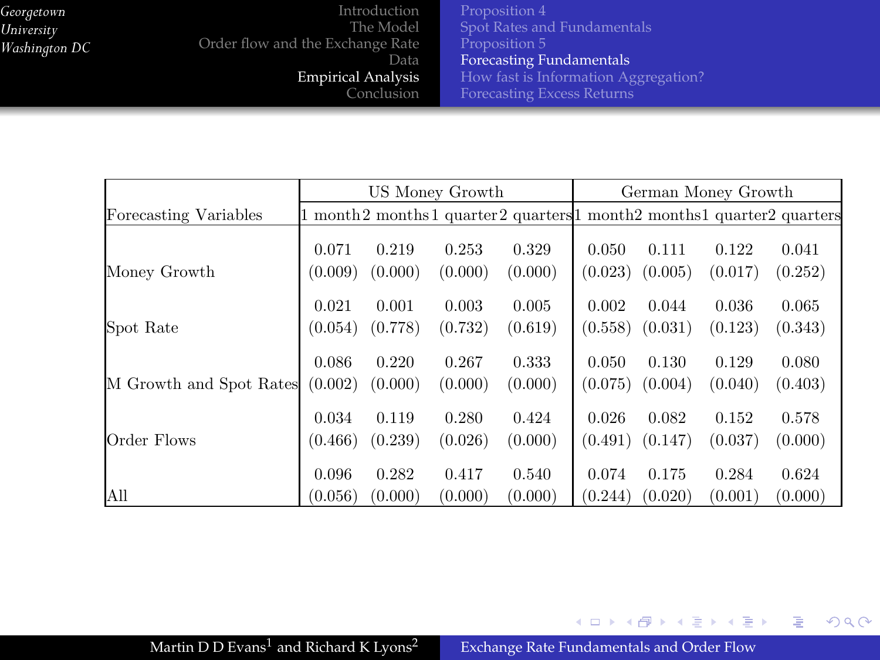| Forecasting Variables | US Money Growth | | | | German Money Growth | | | |
|---|---|---|---|---|---|---|---|---|
| | 1 month | 2 months | 1 quarter | 2 quarters | 1 month | 2 months | 1 quarter | 2 quarters |
| Money Growth | 0.071 | 0.219 | 0.253 | 0.329 | 0.050 | 0.111 | 0.122 | 0.041 |
| | (0.009) | (0.000) | (0.000) | (0.000) | (0.023) | (0.005) | (0.017) | (0.252) |
| Spot Rate | 0.021 | 0.001 | 0.003 | 0.005 | 0.002 | 0.044 | 0.036 | 0.065 |
| | (0.054) | (0.778) | (0.732) | (0.619) | (0.558) | (0.031) | (0.123) | (0.343) |
| M Growth and Spot Rates | 0.086 | 0.220 | 0.267 | 0.333 | 0.050 | 0.130 | 0.129 | 0.080 |
| | (0.002) | (0.000) | (0.000) | (0.000) | (0.075) | (0.004) | (0.040) | (0.403) |
| Order Flows | 0.034 | 0.119 | 0.280 | 0.424 | 0.026 | 0.082 | 0.152 | 0.578 |
| | (0.466) | (0.239) | (0.026) | (0.000) | (0.491) | (0.147) | (0.037) | (0.000) |
| All | 0.096 | 0.282 | 0.417 | 0.540 | 0.074 | 0.175 | 0.284 | 0.624 |
| | (0.056) | (0.000) | (0.000) | (0.000) | (0.244) | (0.020) | (0.001) | (0.000) |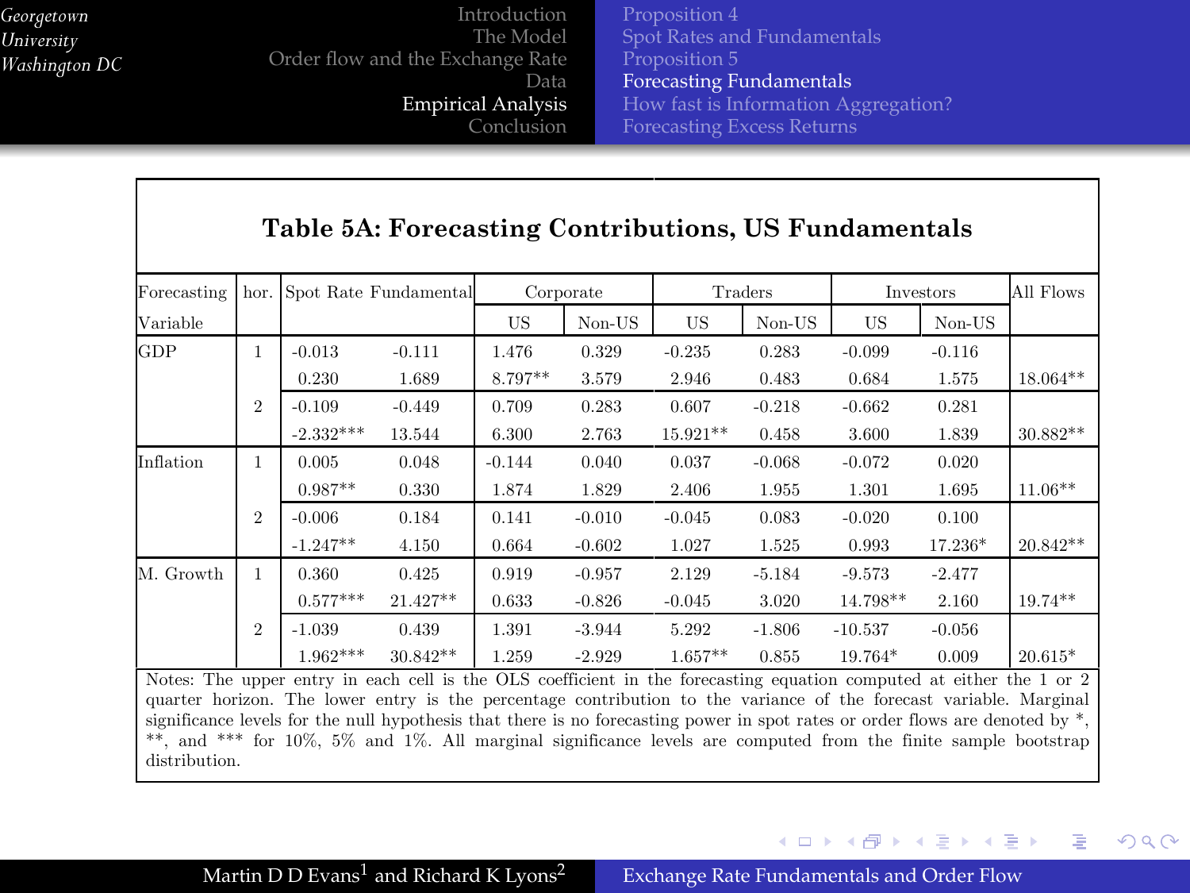## Table 5A: Forecasting Contributions, US Fundamentals

| Forecasting Variable | hor. | Spot Rate | Fundamental | Corporate US | Corporate Non-US | Traders US | Traders Non-US | Investors US | Investors Non-US | All Flows |
|---|---|---|---|---|---|---|---|---|---|---|
| GDP | 1 | -0.013 | -0.111 | 1.476 | 0.329 | -0.235 | 0.283 | -0.099 | -0.116 | |
| | | 0.230 | 1.689 | 8.797** | 3.579 | 2.946 | 0.483 | 0.684 | 1.575 | 18.064** |
| | 2 | -0.109 | -0.449 | 0.709 | 0.283 | 0.607 | -0.218 | -0.662 | 0.281 | |
| | | -2.332*** | 13.544 | 6.300 | 2.763 | 15.921** | 0.458 | 3.600 | 1.839 | 30.882** |
| Inflation | 1 | 0.005 | 0.048 | -0.144 | 0.040 | 0.037 | -0.068 | -0.072 | 0.020 | |
| | | 0.987** | 0.330 | 1.874 | 1.829 | 2.406 | 1.955 | 1.301 | 1.695 | 11.06** |
| | 2 | -0.006 | 0.184 | 0.141 | -0.010 | -0.045 | 0.083 | -0.020 | 0.100 | |
| | | -1.247** | 4.150 | 0.664 | -0.602 | 1.027 | 1.525 | 0.993 | 17.236* | 20.842** |
| M. Growth | 1 | 0.360 | 0.425 | 0.919 | -0.957 | 2.129 | -5.184 | -9.573 | -2.477 | |
| | | 0.577*** | 21.427** | 0.633 | -0.826 | -0.045 | 3.020 | 14.798** | 2.160 | 19.74** |
| | 2 | -1.039 | 0.439 | 1.391 | -3.944 | 5.292 | -1.806 | -10.537 | -0.056 | |
| | | 1.962*** | 30.842** | 1.259 | -2.929 | 1.657** | 0.855 | 19.764* | 0.009 | 20.615* |

Notes: The upper entry in each cell is the OLS coefficient in the forecasting equation computed at either the 1 or 2 quarter horizon. The lower entry is the percentage contribution to the variance of the forecast variable. Marginal significance levels for the null hypothesis that there is no forecasting power in spot rates or order flows are denoted by *, **, and *** for 10%, 5% and 1%. All marginal significance levels are computed from the finite sample bootstrap distribution.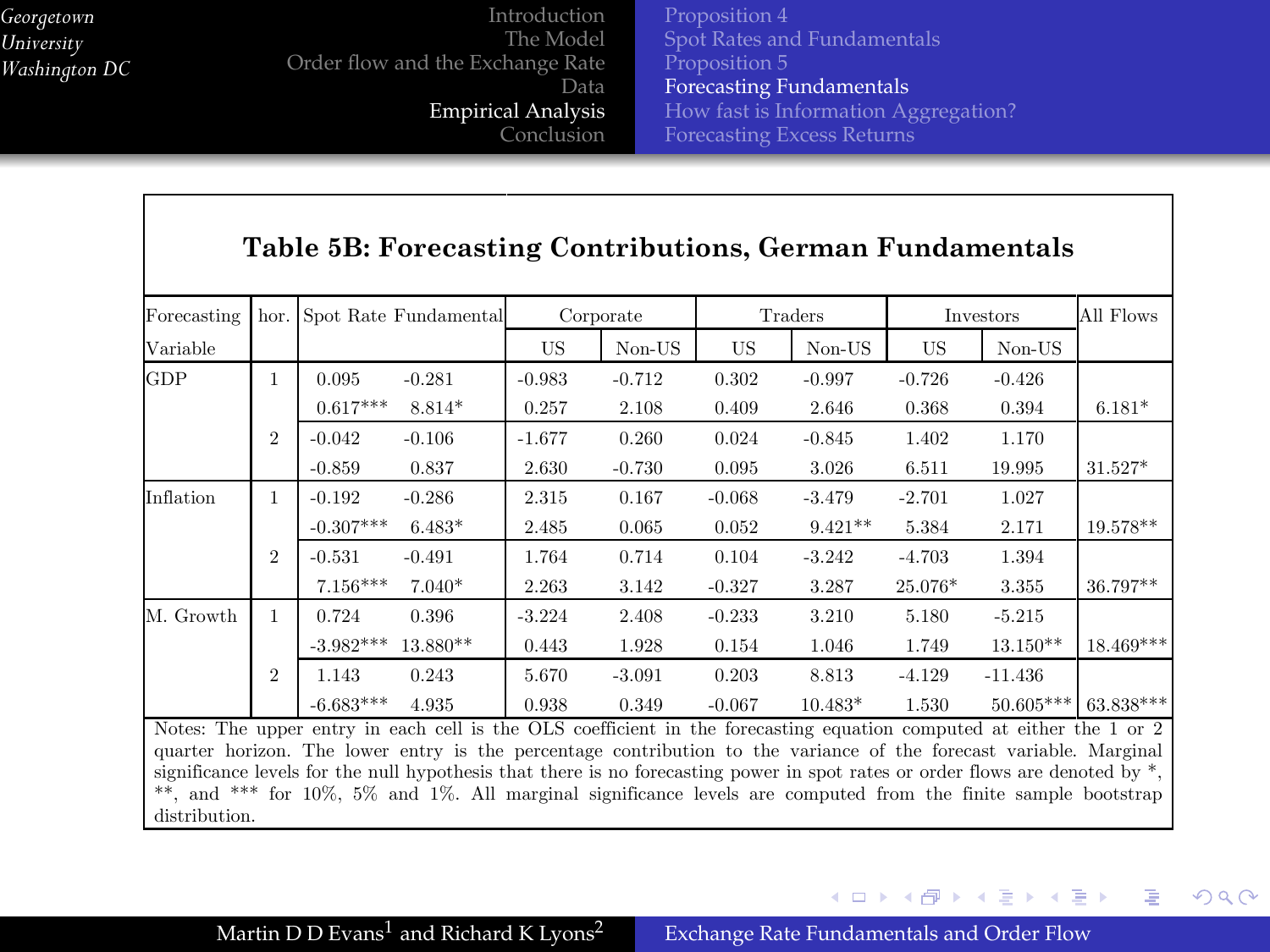## Table 5B: Forecasting Contributions, German Fundamentals

| Forecasting Variable | hor. | Spot Rate | Fundamental | Corporate US | Corporate Non-US | Traders US | Traders Non-US | Investors US | Investors Non-US | All Flows |
|---|---|---|---|---|---|---|---|---|---|---|
| GDP | 1 | 0.095 | -0.281 | -0.983 | -0.712 | 0.302 | -0.997 | -0.726 | -0.426 | |
| | | 0.617*** | 8.814* | 0.257 | 2.108 | 0.409 | 2.646 | 0.368 | 0.394 | 6.181* |
| | 2 | -0.042 | -0.106 | -1.677 | 0.260 | 0.024 | -0.845 | 1.402 | 1.170 | |
| | | -0.859 | 0.837 | 2.630 | -0.730 | 0.095 | 3.026 | 6.511 | 19.995 | 31.527* |
| Inflation | 1 | -0.192 | -0.286 | 2.315 | 0.167 | -0.068 | -3.479 | -2.701 | 1.027 | |
| | | -0.307*** | 6.483* | 2.485 | 0.065 | 0.052 | 9.421** | 5.384 | 2.171 | 19.578** |
| | 2 | -0.531 | -0.491 | 1.764 | 0.714 | 0.104 | -3.242 | -4.703 | 1.394 | |
| | | 7.156*** | 7.040* | 2.263 | 3.142 | -0.327 | 3.287 | 25.076* | 3.355 | 36.797** |
| M. Growth | 1 | 0.724 | 0.396 | -3.224 | 2.408 | -0.233 | 3.210 | 5.180 | -5.215 | |
| | | -3.982*** | 13.880** | 0.443 | 1.928 | 0.154 | 1.046 | 1.749 | 13.150** | 18.469*** |
| | 2 | 1.143 | 0.243 | 5.670 | -3.091 | 0.203 | 8.813 | -4.129 | -11.436 | |
| | | -6.683*** | 4.935 | 0.938 | 0.349 | -0.067 | 10.483* | 1.530 | 50.605*** | 63.838*** |

Notes: The upper entry in each cell is the OLS coefficient in the forecasting equation computed at either the 1 or 2 quarter horizon. The lower entry is the percentage contribution to the variance of the forecast variable. Marginal significance levels for the null hypothesis that there is no forecasting power in spot rates or order flows are denoted by *, **, and *** for 10%, 5% and 1%. All marginal significance levels are computed from the finite sample bootstrap distribution.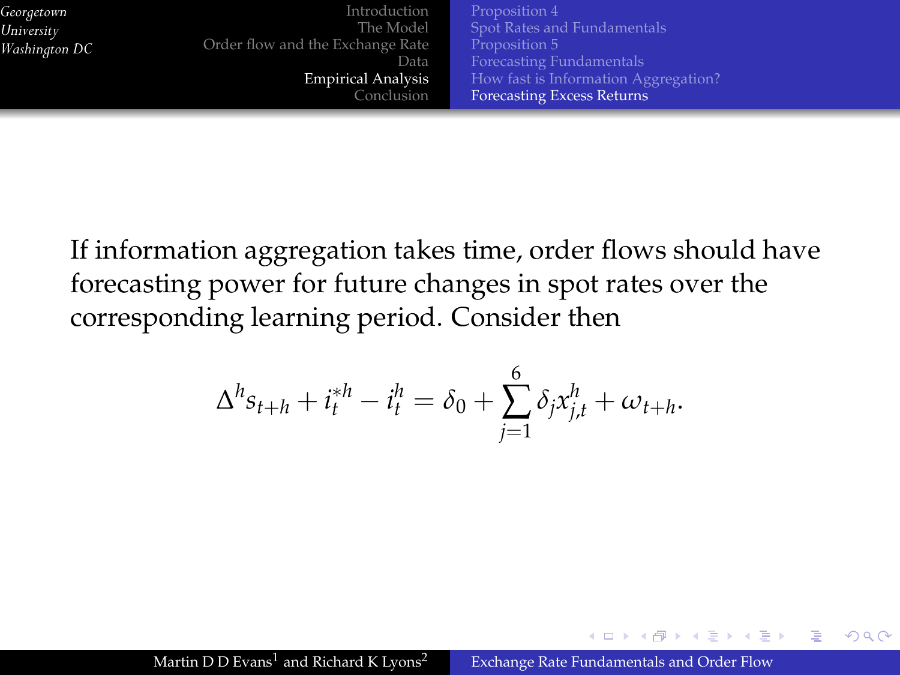If information aggregation takes time, order flows should have forecasting power for future changes in spot rates over the corresponding learning period. Consider then

$$\Delta^h s_{t+h} + i_t^{*h} - i_t^h = \delta_0 + \sum_{j=1}^{6} \delta_j x_{j,t}^h + \omega_{t+h}.$$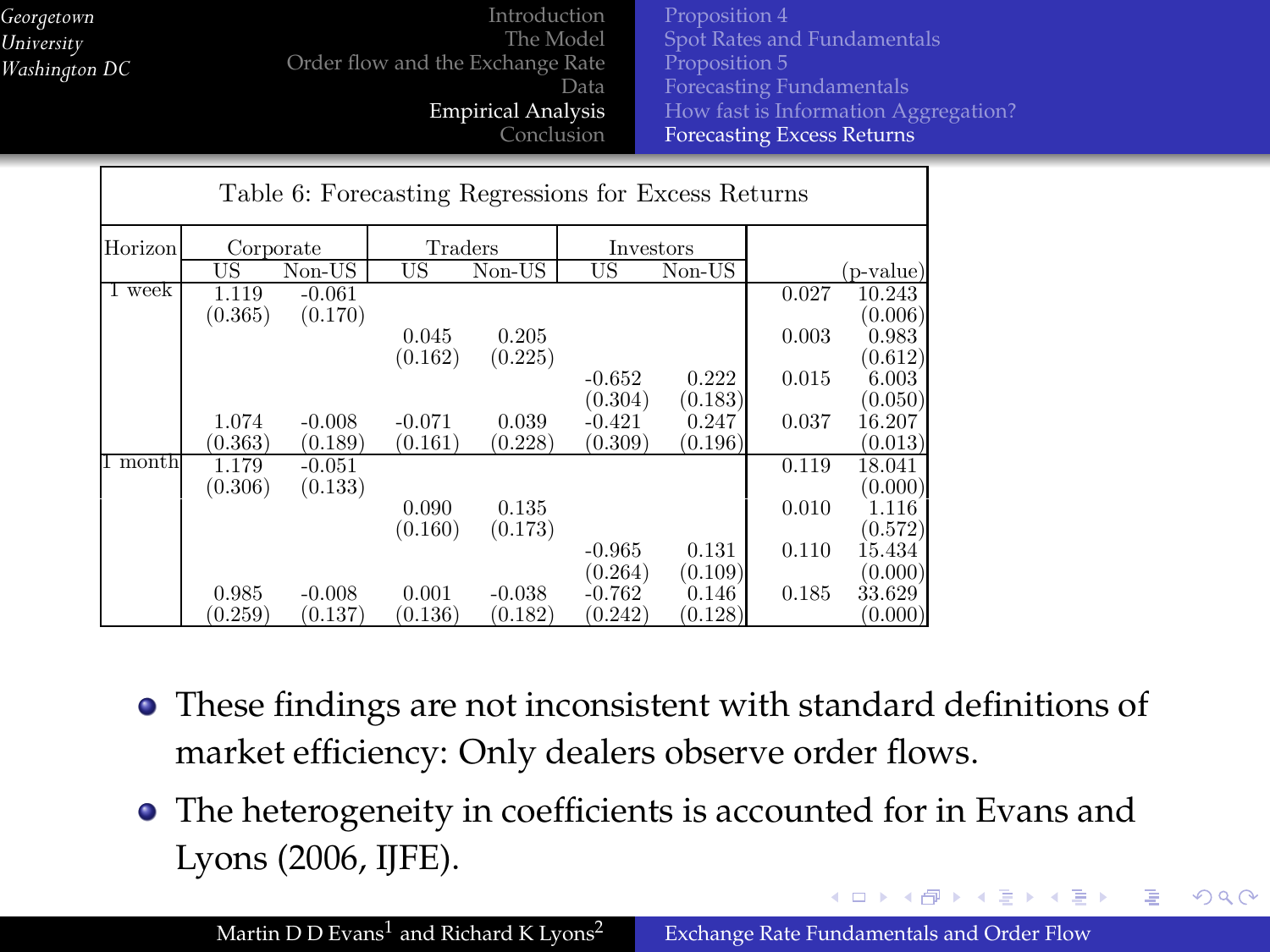## Table 6: Forecasting Regressions for Excess Returns

| Horizon | Corporate | | Traders | | Investors | | | |
|---|---|---|---|---|---|---|---|---|
| | US | Non-US | US | Non-US | US | Non-US | | (p-value) |
| 1 week | 1.119 | -0.061 | | | | | 0.027 | 10.243 |
| | (0.365) | (0.170) | | | | | | (0.006) |
| | | | 0.045 | 0.205 | | | 0.003 | 0.983 |
| | | | (0.162) | (0.225) | | | | (0.612) |
| | | | | | -0.652 | 0.222 | 0.015 | 6.003 |
| | | | | | (0.304) | (0.183) | | (0.050) |
| | 1.074 | -0.008 | -0.071 | 0.039 | -0.421 | 0.247 | 0.037 | 16.207 |
| | (0.363) | (0.189) | (0.161) | (0.228) | (0.309) | (0.196) | | (0.013) |
| 1 month | 1.179 | -0.051 | | | | | 0.119 | 18.041 |
| | (0.306) | (0.133) | | | | | | (0.000) |
| | | | 0.090 | 0.135 | | | 0.010 | 1.116 |
| | | | (0.160) | (0.173) | | | | (0.572) |
| | | | | | -0.965 | 0.131 | 0.110 | 15.434 |
| | | | | | (0.264) | (0.109) | | (0.000) |
| | 0.985 | -0.008 | 0.001 | -0.038 | -0.762 | 0.146 | 0.185 | 33.629 |
| | (0.259) | (0.137) | (0.136) | (0.182) | (0.242) | (0.128) | | (0.000) |

- These findings are not inconsistent with standard definitions of market efficiency: Only dealers observe order flows.
- The heterogeneity in coefficients is accounted for in Evans and Lyons (2006, IJFE).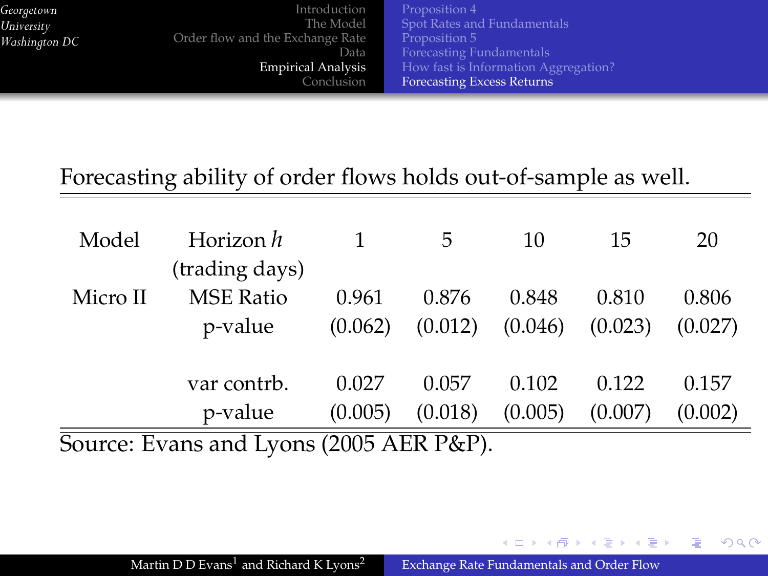Forecasting ability of order flows holds out-of-sample as well.

| Model | Horizon $h$ (trading days) | 1 | 5 | 10 | 15 | 20 |
|---|---|---|---|---|---|---|
| Micro II | MSE Ratio | 0.961 | 0.876 | 0.848 | 0.810 | 0.806 |
| | p-value | (0.062) | (0.012) | (0.046) | (0.023) | (0.027) |
| | var contrb. | 0.027 | 0.057 | 0.102 | 0.122 | 0.157 |
| | p-value | (0.005) | (0.018) | (0.005) | (0.007) | (0.002) |

Source: Evans and Lyons (2005 AER P&P).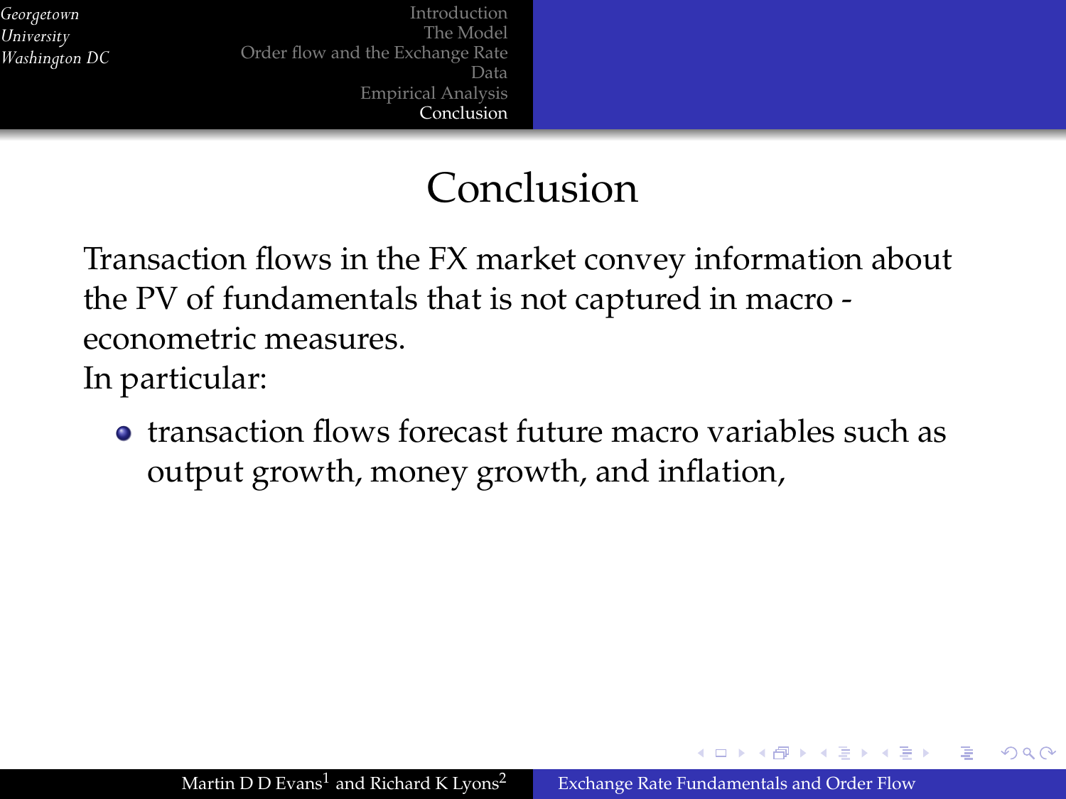# Conclusion

Transaction flows in the FX market convey information about the PV of fundamentals that is not captured in macro - econometric measures.

In particular:

- transaction flows forecast future macro variables such as output growth, money growth, and inflation,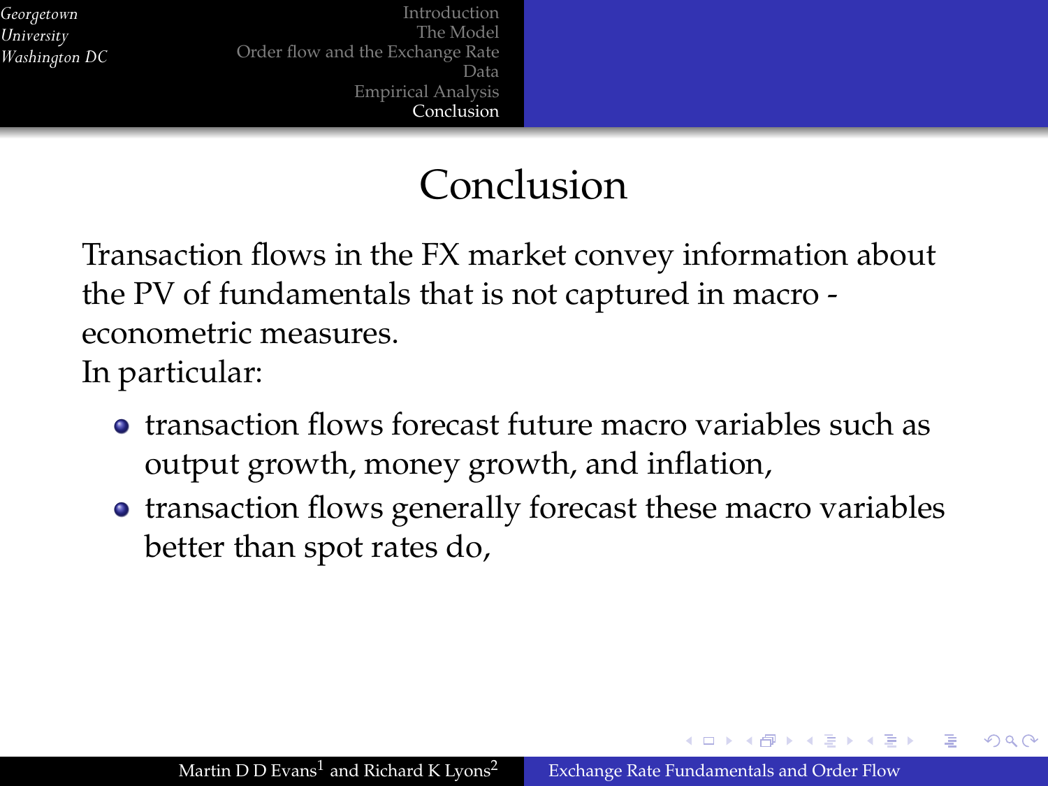# Conclusion

Transaction flows in the FX market convey information about the PV of fundamentals that is not captured in macro - econometric measures.

In particular:

- transaction flows forecast future macro variables such as output growth, money growth, and inflation,
- transaction flows generally forecast these macro variables better than spot rates do,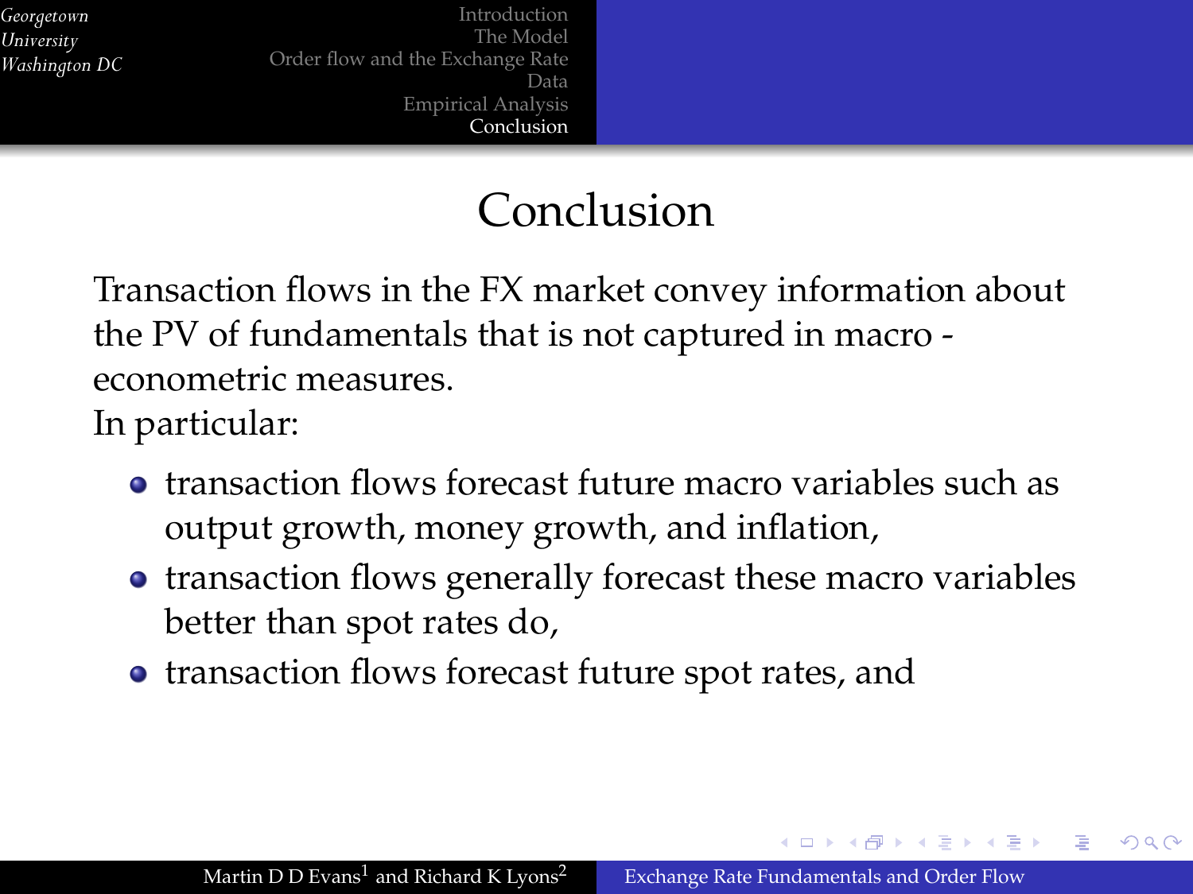# Conclusion

Transaction flows in the FX market convey information about the PV of fundamentals that is not captured in macro - econometric measures.

In particular:

- transaction flows forecast future macro variables such as output growth, money growth, and inflation,
- transaction flows generally forecast these macro variables better than spot rates do,
- transaction flows forecast future spot rates, and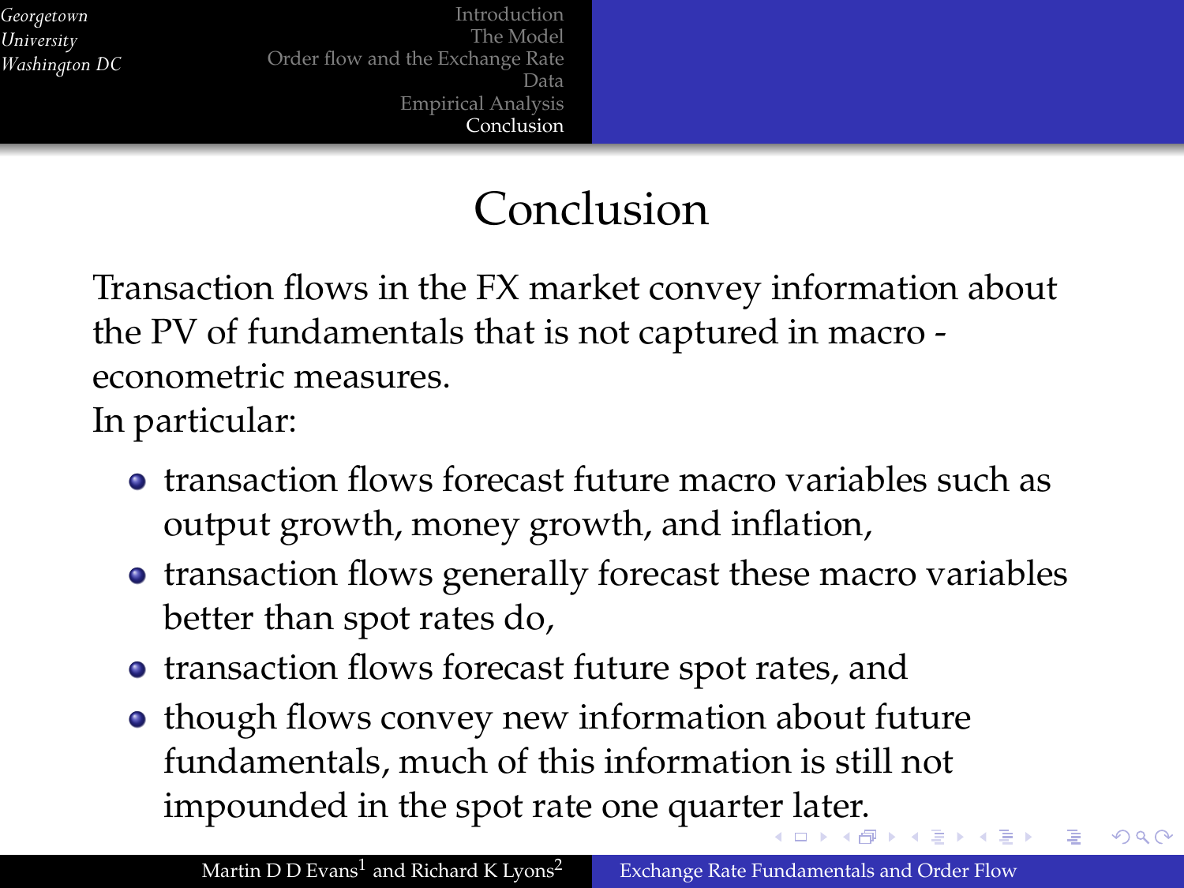# Conclusion

Transaction flows in the FX market convey information about the PV of fundamentals that is not captured in macro - econometric measures.

In particular:

- transaction flows forecast future macro variables such as output growth, money growth, and inflation,
- transaction flows generally forecast these macro variables better than spot rates do,
- transaction flows forecast future spot rates, and
- though flows convey new information about future fundamentals, much of this information is still not impounded in the spot rate one quarter later.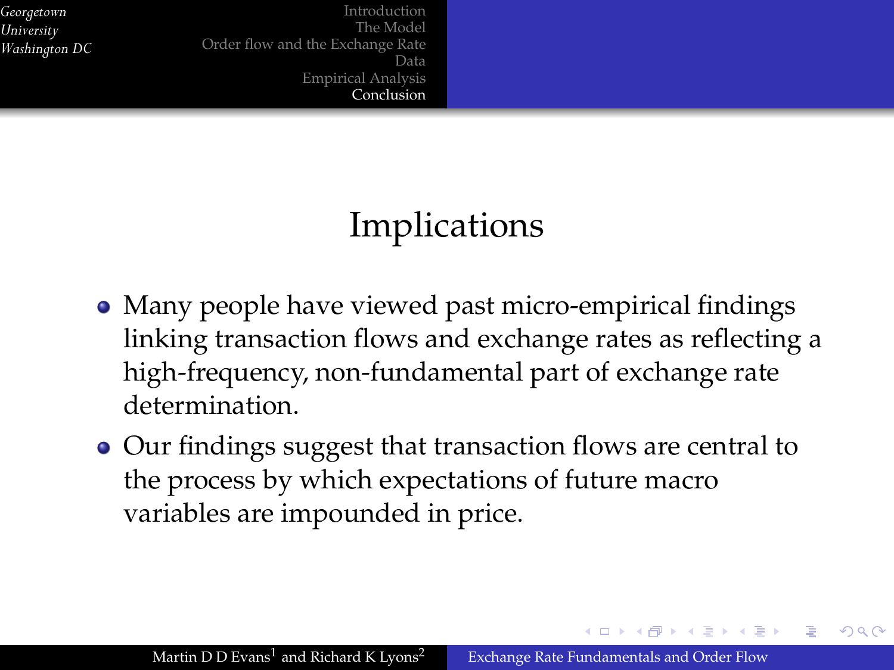# Implications

- Many people have viewed past micro-empirical findings linking transaction flows and exchange rates as reflecting a high-frequency, non-fundamental part of exchange rate determination.
- Our findings suggest that transaction flows are central to the process by which expectations of future macro variables are impounded in price.